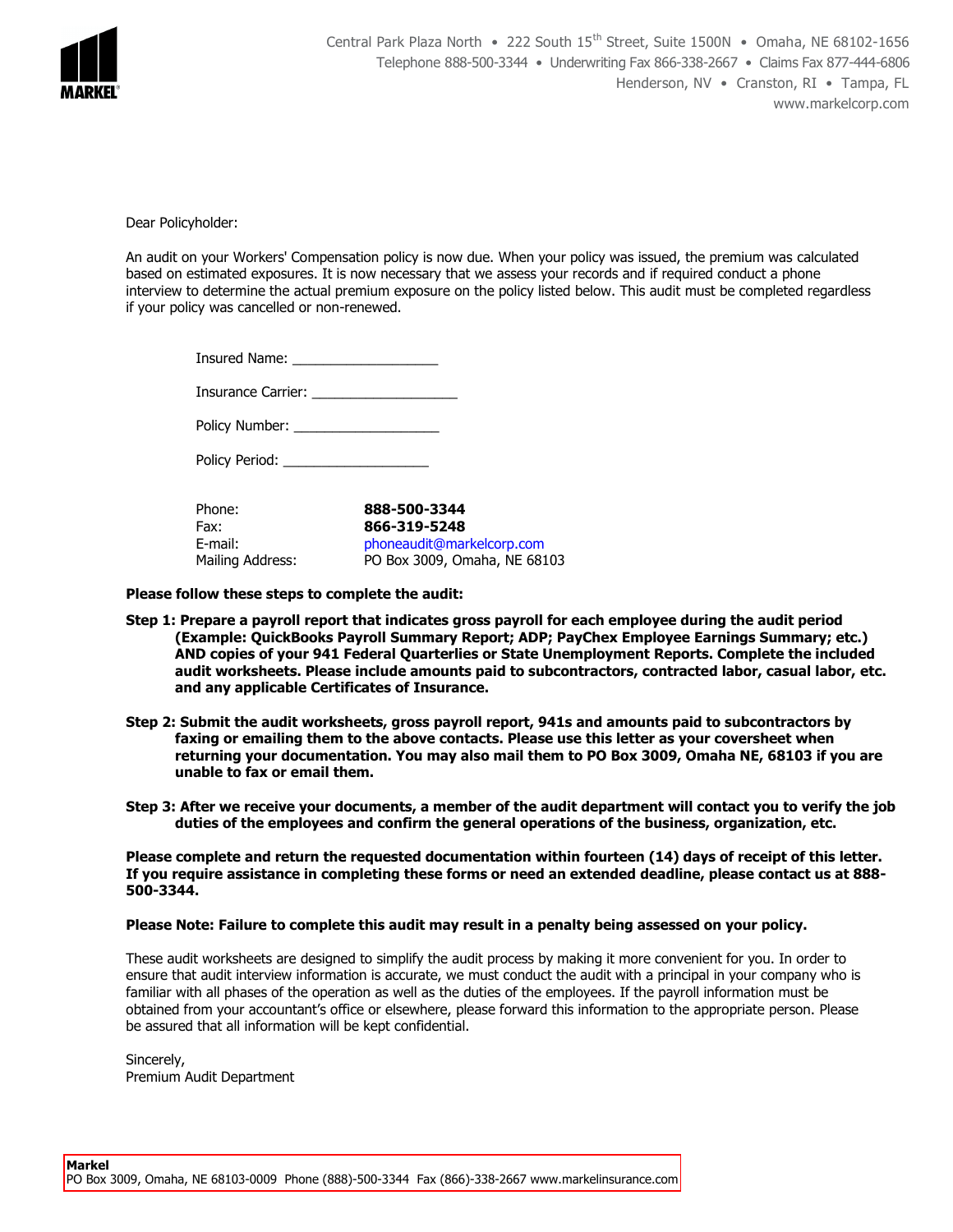MARKEL

Central Park Plaza North • 222 South 15th Street, Suite 1500N • Omaha, NE 68102-1656
Telephone 888-500-3344 • Underwriting Fax 866-338-2667 • Claims Fax 877-444-6806
Henderson, NV • Cranston, RI • Tampa, FL
www.markelcorp.com

Dear Policyholder:

An audit on your Workers' Compensation policy is now due. When your policy was issued, the premium was calculated based on estimated exposures. It is now necessary that we assess your records and if required conduct a phone interview to determine the actual premium exposure on the policy listed below. This audit must be completed regardless if your policy was cancelled or non-renewed.

Insured Name: ___________________

Insurance Carrier: ___________________

Policy Number: ___________________

Policy Period: ___________________

| | |
|---|---|
| Phone: | **888-500-3344** |
| Fax: | **866-319-5248** |
| E-mail: | phoneaudit@markelcorp.com |
| Mailing Address: | PO Box 3009, Omaha, NE 68103 |

**Please follow these steps to complete the audit:**

**Step 1: Prepare a payroll report that indicates gross payroll for each employee during the audit period (Example: QuickBooks Payroll Summary Report; ADP; PayChex Employee Earnings Summary; etc.) AND copies of your 941 Federal Quarterlies or State Unemployment Reports. Complete the included audit worksheets. Please include amounts paid to subcontractors, contracted labor, casual labor, etc. and any applicable Certificates of Insurance.**

**Step 2: Submit the audit worksheets, gross payroll report, 941s and amounts paid to subcontractors by faxing or emailing them to the above contacts. Please use this letter as your coversheet when returning your documentation. You may also mail them to PO Box 3009, Omaha NE, 68103 if you are unable to fax or email them.**

**Step 3: After we receive your documents, a member of the audit department will contact you to verify the job duties of the employees and confirm the general operations of the business, organization, etc.**

**Please complete and return the requested documentation within fourteen (14) days of receipt of this letter. If you require assistance in completing these forms or need an extended deadline, please contact us at 888-500-3344.**

**Please Note: Failure to complete this audit may result in a penalty being assessed on your policy.**

These audit worksheets are designed to simplify the audit process by making it more convenient for you. In order to ensure that audit interview information is accurate, we must conduct the audit with a principal in your company who is familiar with all phases of the operation as well as the duties of the employees. If the payroll information must be obtained from your accountant's office or elsewhere, please forward this information to the appropriate person. Please be assured that all information will be kept confidential.

Sincerely,
Premium Audit Department

**Markel**
PO Box 3009, Omaha, NE 68103-0009 Phone (888)-500-3344 Fax (866)-338-2667 www.markelinsurance.com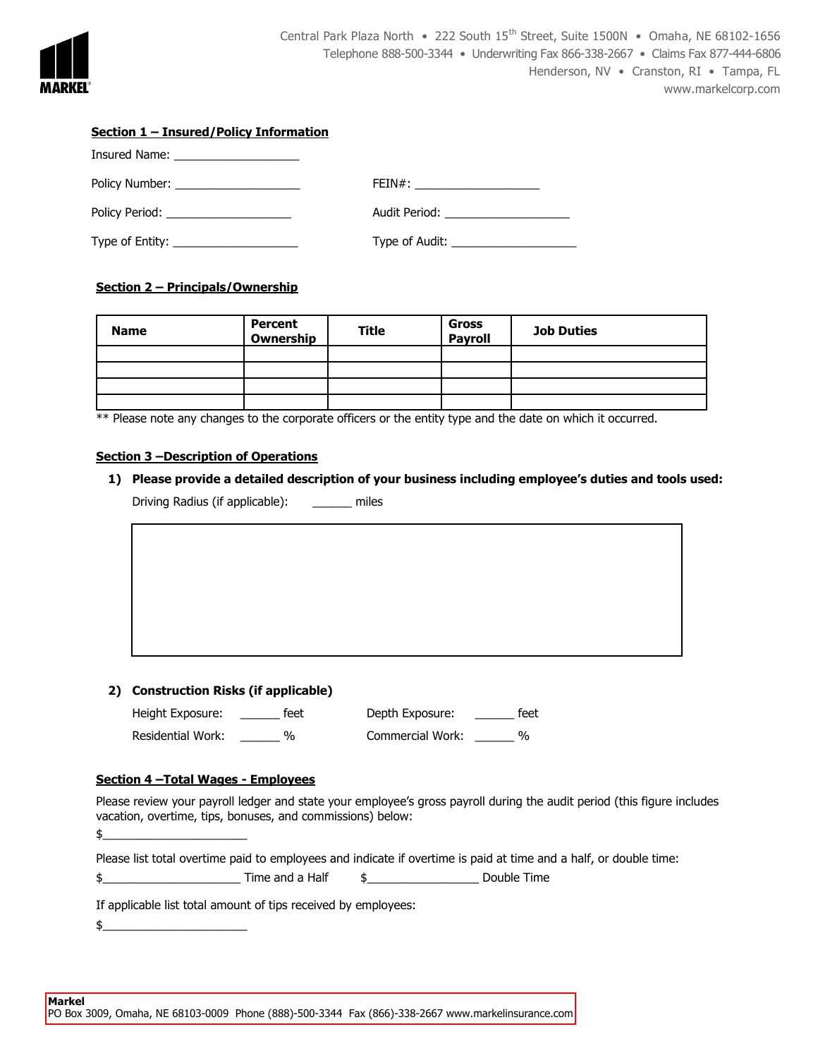Central Park Plaza North • 222 South 15th Street, Suite 1500N • Omaha, NE 68102-1656
Telephone 888-500-3344 • Underwriting Fax 866-338-2667 • Claims Fax 877-444-6806
Henderson, NV • Cranston, RI • Tampa, FL
www.markelcorp.com

**Section 1 – Insured/Policy Information**

Insured Name: ___________________

Policy Number: ___________________ FEIN#: ___________________

Policy Period: ___________________ Audit Period: ___________________

Type of Entity: ___________________ Type of Audit: ___________________

**Section 2 – Principals/Ownership**

| Name | Percent Ownership | Title | Gross Payroll | Job Duties |
|---|---|---|---|---|
| | | | | |
| | | | | |
| | | | | |
| | | | | |

** Please note any changes to the corporate officers or the entity type and the date on which it occurred.

**Section 3 –Description of Operations**

1) **Please provide a detailed description of your business including employee's duties and tools used:**

   Driving Radius (if applicable): ______ miles

2) **Construction Risks (if applicable)**

   Height Exposure: ______ feet Depth Exposure: ______ feet

   Residential Work: ______ % Commercial Work: ______ %

**Section 4 –Total Wages - Employees**

Please review your payroll ledger and state your employee's gross payroll during the audit period (this figure includes vacation, overtime, tips, bonuses, and commissions) below:

$______________________

Please list total overtime paid to employees and indicate if overtime is paid at time and a half, or double time:

$_____________________ Time and a Half $_________________ Double Time

If applicable list total amount of tips received by employees:

$______________________

**Markel**
PO Box 3009, Omaha, NE 68103-0009 Phone (888)-500-3344 Fax (866)-338-2667 www.markelinsurance.com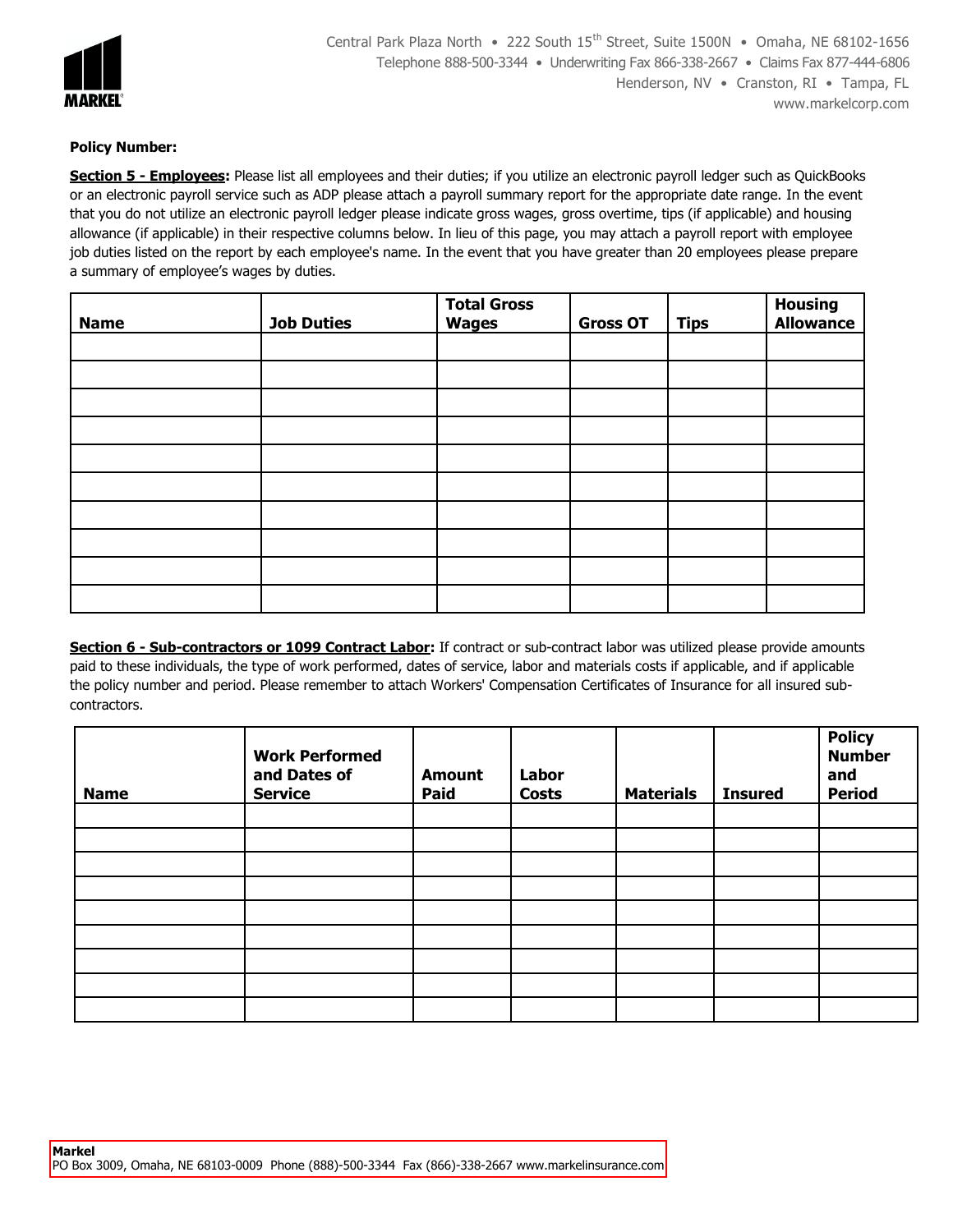**Policy Number:**

**Section 5 - Employees:** Please list all employees and their duties; if you utilize an electronic payroll ledger such as QuickBooks or an electronic payroll service such as ADP please attach a payroll summary report for the appropriate date range. In the event that you do not utilize an electronic payroll ledger please indicate gross wages, gross overtime, tips (if applicable) and housing allowance (if applicable) in their respective columns below. In lieu of this page, you may attach a payroll report with employee job duties listed on the report by each employee's name. In the event that you have greater than 20 employees please prepare a summary of employee's wages by duties.

| Name | Job Duties | Total Gross Wages | Gross OT | Tips | Housing Allowance |
|---|---|---|---|---|---|
| | | | | | |
| | | | | | |
| | | | | | |
| | | | | | |
| | | | | | |
| | | | | | |
| | | | | | |
| | | | | | |
| | | | | | |
| | | | | | |

**Section 6 - Sub-contractors or 1099 Contract Labor:** If contract or sub-contract labor was utilized please provide amounts paid to these individuals, the type of work performed, dates of service, labor and materials costs if applicable, and if applicable the policy number and period. Please remember to attach Workers' Compensation Certificates of Insurance for all insured sub-contractors.

| Name | Work Performed and Dates of Service | Amount Paid | Labor Costs | Materials | Insured | Policy Number and Period |
|---|---|---|---|---|---|---|
| | | | | | | |
| | | | | | | |
| | | | | | | |
| | | | | | | |
| | | | | | | |
| | | | | | | |
| | | | | | | |
| | | | | | | |
| | | | | | | |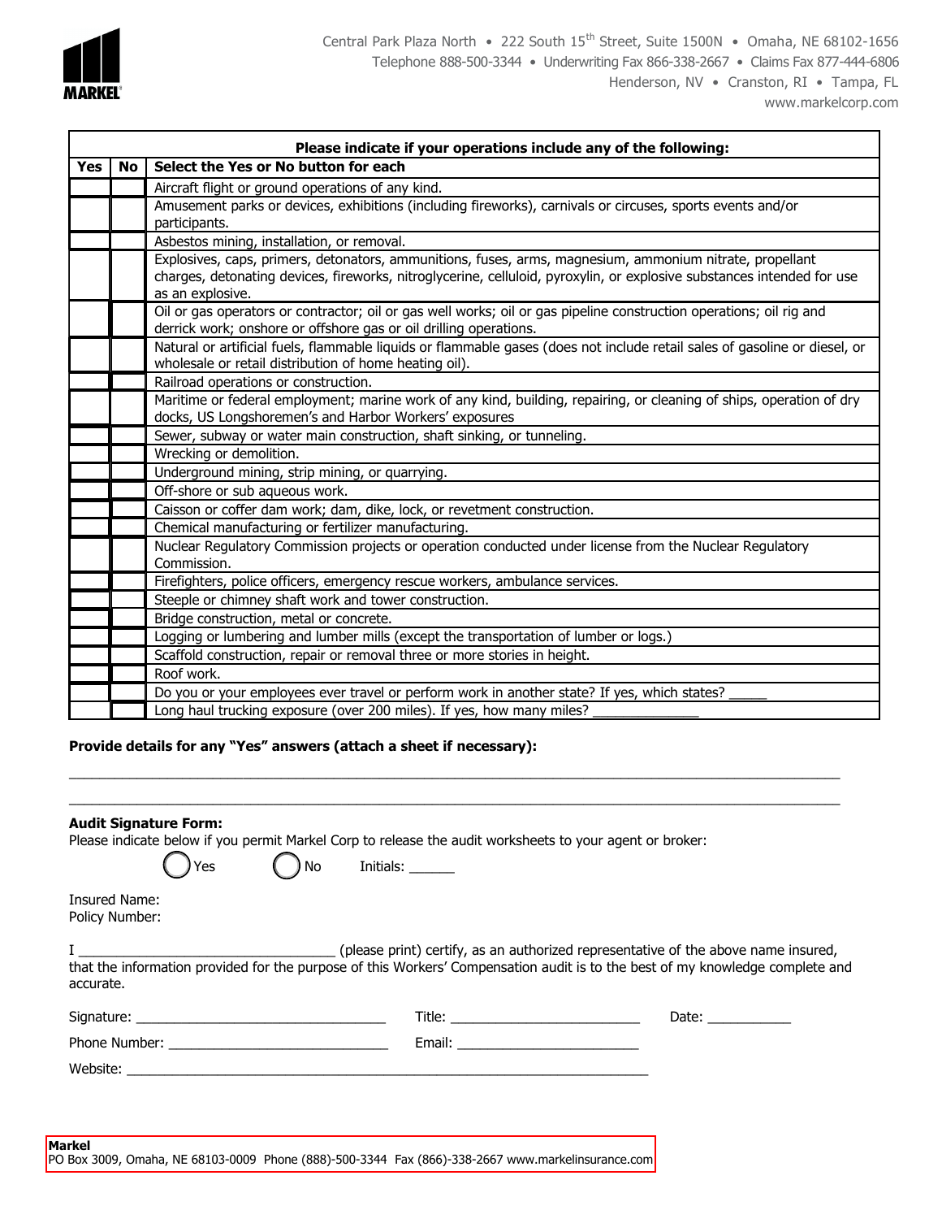Central Park Plaza North • 222 South 15th Street, Suite 1500N • Omaha, NE 68102-1656
Telephone 888-500-3344 • Underwriting Fax 866-338-2667 • Claims Fax 877-444-6806
Henderson, NV • Cranston, RI • Tampa, FL
www.markelcorp.com

| Please indicate if your operations include any of the following: | | |
|---|---|---|
| **Yes** | **No** | **Select the Yes or No button for each** |
| | | Aircraft flight or ground operations of any kind. |
| | | Amusement parks or devices, exhibitions (including fireworks), carnivals or circuses, sports events and/or participants. |
| | | Asbestos mining, installation, or removal. |
| | | Explosives, caps, primers, detonators, ammunitions, fuses, arms, magnesium, ammonium nitrate, propellant charges, detonating devices, fireworks, nitroglycerine, celluloid, pyroxylin, or explosive substances intended for use as an explosive. |
| | | Oil or gas operators or contractor; oil or gas well works; oil or gas pipeline construction operations; oil rig and derrick work; onshore or offshore gas or oil drilling operations. |
| | | Natural or artificial fuels, flammable liquids or flammable gases (does not include retail sales of gasoline or diesel, or wholesale or retail distribution of home heating oil). |
| | | Railroad operations or construction. |
| | | Maritime or federal employment; marine work of any kind, building, repairing, or cleaning of ships, operation of dry docks, US Longshoremen's and Harbor Workers' exposures |
| | | Sewer, subway or water main construction, shaft sinking, or tunneling. |
| | | Wrecking or demolition. |
| | | Underground mining, strip mining, or quarrying. |
| | | Off-shore or sub aqueous work. |
| | | Caisson or coffer dam work; dam, dike, lock, or revetment construction. |
| | | Chemical manufacturing or fertilizer manufacturing. |
| | | Nuclear Regulatory Commission projects or operation conducted under license from the Nuclear Regulatory Commission. |
| | | Firefighters, police officers, emergency rescue workers, ambulance services. |
| | | Steeple or chimney shaft work and tower construction. |
| | | Bridge construction, metal or concrete. |
| | | Logging or lumbering and lumber mills (except the transportation of lumber or logs.) |
| | | Scaffold construction, repair or removal three or more stories in height. |
| | | Roof work. |
| | | Do you or your employees ever travel or perform work in another state? If yes, which states? _____ |
| | | Long haul trucking exposure (over 200 miles). If yes, how many miles? ______________ |

**Provide details for any "Yes" answers (attach a sheet if necessary):**

____________________________________________________________________________________________________

____________________________________________________________________________________________________

**Audit Signature Form:**

Please indicate below if you permit Markel Corp to release the audit worksheets to your agent or broker:

( ) Yes ( ) No Initials: ______

Insured Name:
Policy Number:

I _________________________________ (please print) certify, as an authorized representative of the above name insured, that the information provided for the purpose of this Workers' Compensation audit is to the best of my knowledge complete and accurate.

Signature: _________________________________ Title: _________________________ Date: ___________

Phone Number: ______________________________ Email: ________________________

Website: ______________________________________________________________________

**Markel**
PO Box 3009, Omaha, NE 68103-0009 Phone (888)-500-3344 Fax (866)-338-2667 www.markelinsurance.com